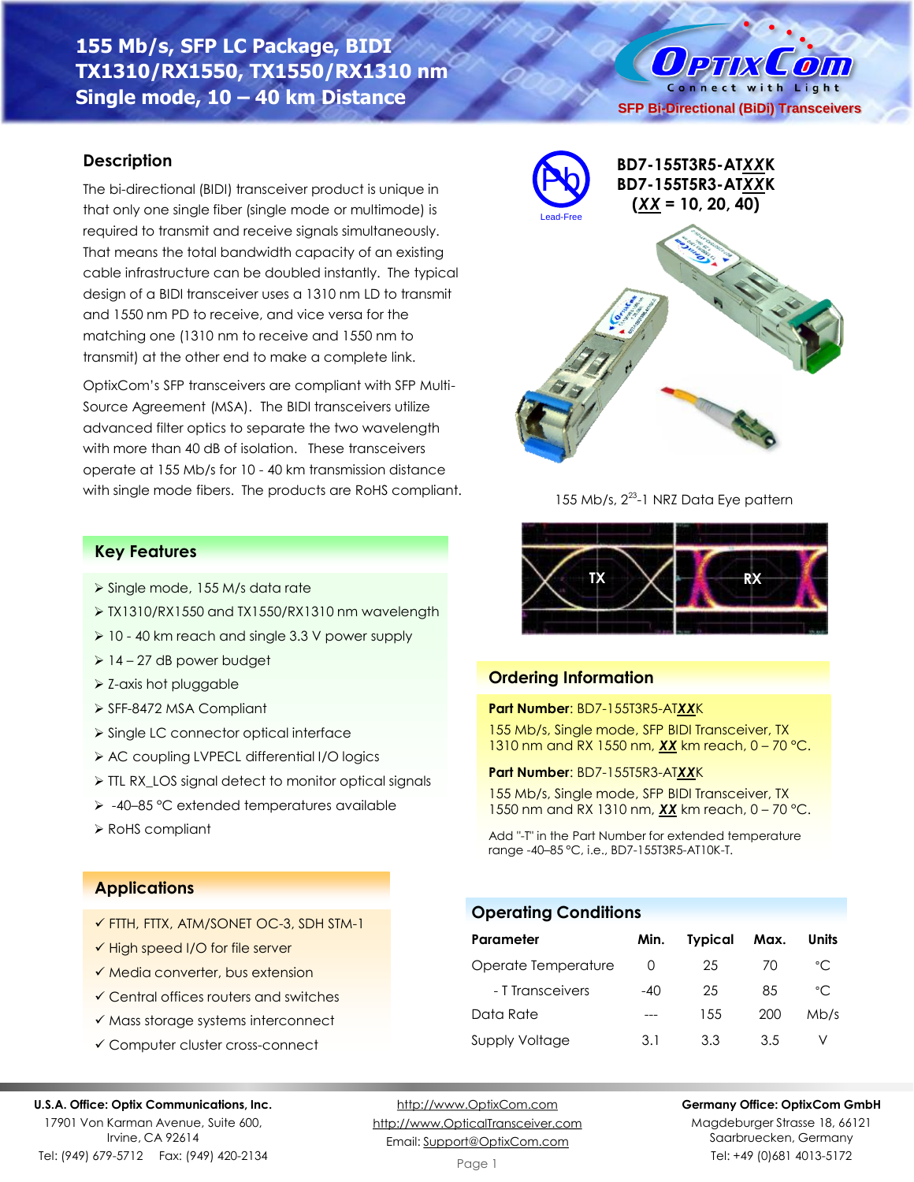# 155 Mb/s, SFP LC Package, BIDI TX1310/RX1550, TX1550/RX1310 nm Single mode, 10 – 40 km Distance

OptixCom — Connect with Light

SFP Bi-Directional (BiDi) Transceivers

## Description

The bi-directional (BIDI) transceiver product is unique in that only one single fiber (single mode or multimode) is required to transmit and receive signals simultaneously. That means the total bandwidth capacity of an existing cable infrastructure can be doubled instantly. The typical design of a BIDI transceiver uses a 1310 nm LD to transmit and 1550 nm PD to receive, and vice versa for the matching one (1310 nm to receive and 1550 nm to transmit) at the other end to make a complete link.

OptixCom's SFP transceivers are compliant with SFP Multi-Source Agreement (MSA). The BIDI transceivers utilize advanced filter optics to separate the two wavelength with more than 40 dB of isolation. These transceivers operate at 155 Mb/s for 10 - 40 km transmission distance with single mode fibers. The products are RoHS compliant.

Lead-Free

**BD7-155T3R5-ATXXK**
**BD7-155T5R3-ATXXK**
**(XX = 10, 20, 40)**

155 Mb/s, $2^{23}$-1 NRZ Data Eye pattern

TX RX

## Key Features

- Single mode, 155 M/s data rate
- TX1310/RX1550 and TX1550/RX1310 nm wavelength
- 10 - 40 km reach and single 3.3 V power supply
- 14 – 27 dB power budget
- Z-axis hot pluggable
- SFF-8472 MSA Compliant
- Single LC connector optical interface
- AC coupling LVPECL differential I/O logics
- TTL RX_LOS signal detect to monitor optical signals
- -40–85 °C extended temperatures available
- RoHS compliant

## Applications

- ✓ FTTH, FTTX, ATM/SONET OC-3, SDH STM-1
- ✓ High speed I/O for file server
- ✓ Media converter, bus extension
- ✓ Central offices routers and switches
- ✓ Mass storage systems interconnect
- ✓ Computer cluster cross-connect

## Ordering Information

**Part Number**: BD7-155T3R5-AT**XX**K

155 Mb/s, Single mode, SFP BIDI Transceiver, TX 1310 nm and RX 1550 nm, **XX** km reach, 0 – 70 °C.

**Part Number**: BD7-155T5R3-AT**XX**K

155 Mb/s, Single mode, SFP BIDI Transceiver, TX 1550 nm and RX 1310 nm, **XX** km reach, 0 – 70 °C.

Add "-T" in the Part Number for extended temperature range -40–85 °C, i.e., BD7-155T3R5-AT10K-T.

## Operating Conditions

| Parameter | Min. | Typical | Max. | Units |
|---|---|---|---|---|
| Operate Temperature | 0 | 25 | 70 | °C |
| - T Transceivers | -40 | 25 | 85 | °C |
| Data Rate | --- | 155 | 200 | Mb/s |
| Supply Voltage | 3.1 | 3.3 | 3.5 | V |

**U.S.A. Office: Optix Communications, Inc.**
17901 Von Karman Avenue, Suite 600,
Irvine, CA 92614
Tel: (949) 679-5712 Fax: (949) 420-2134

http://www.OptixCom.com
http://www.OpticalTransceiver.com
Email: Support@OptixCom.com

**Germany Office: OptixCom GmbH**
Magdeburger Strasse 18, 66121
Saarbruecken, Germany
Tel: +49 (0)681 4013-5172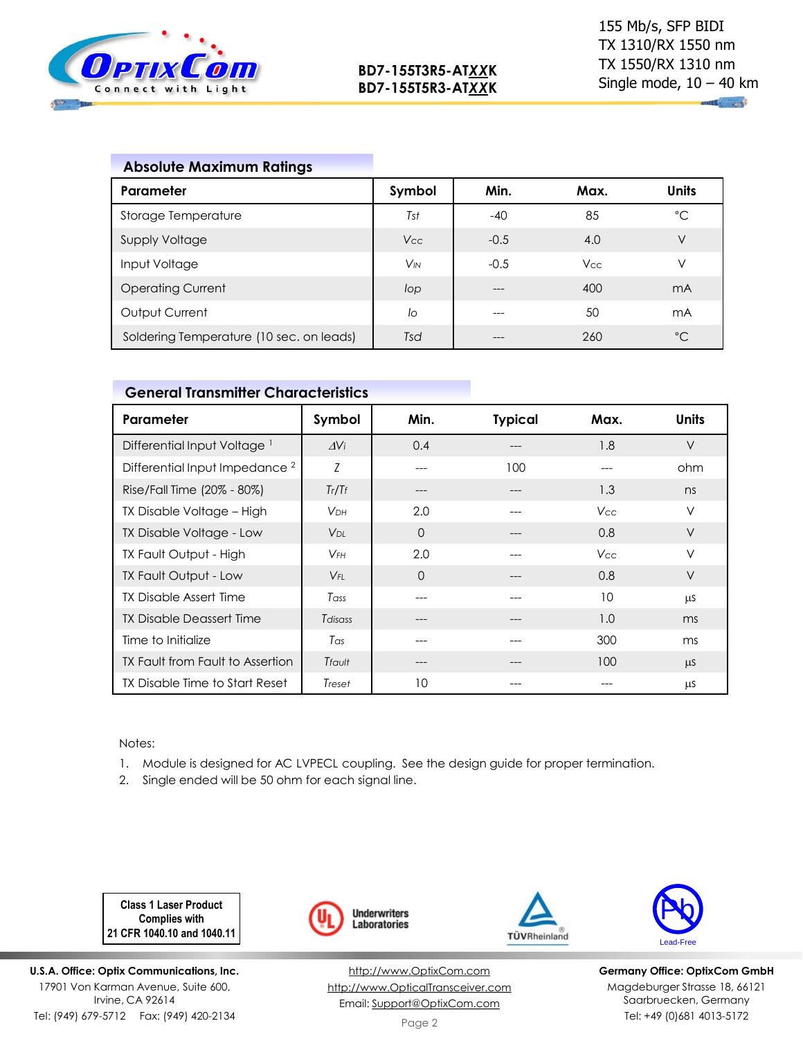## Absolute Maximum Ratings

| Parameter | Symbol | Min. | Max. | Units |
|---|---|---|---|---|
| Storage Temperature | $T_{st}$ | -40 | 85 | °C |
| Supply Voltage | $V_{CC}$ | -0.5 | 4.0 | V |
| Input Voltage | $V_{IN}$ | -0.5 | $V_{CC}$ | V |
| Operating Current | $I_{op}$ | --- | 400 | mA |
| Output Current | $I_{o}$ | --- | 50 | mA |
| Soldering Temperature (10 sec. on leads) | $T_{sd}$ | --- | 260 | °C |

## General Transmitter Characteristics

| Parameter | Symbol | Min. | Typical | Max. | Units |
|---|---|---|---|---|---|
| Differential Input Voltage [1] | $\Delta V_i$ | 0.4 | --- | 1.8 | V |
| Differential Input Impedance [2] | $Z$ | --- | 100 | --- | ohm |
| Rise/Fall Time (20% - 80%) | $T_r/T_f$ | --- | --- | 1.3 | ns |
| TX Disable Voltage – High | $V_{DH}$ | 2.0 | --- | $V_{CC}$ | V |
| TX Disable Voltage - Low | $V_{DL}$ | 0 | --- | 0.8 | V |
| TX Fault Output - High | $V_{FH}$ | 2.0 | --- | $V_{CC}$ | V |
| TX Fault Output - Low | $V_{FL}$ | 0 | --- | 0.8 | V |
| TX Disable Assert Time | $T_{ass}$ | --- | --- | 10 | µs |
| TX Disable Deassert Time | $T_{disass}$ | --- | --- | 1.0 | ms |
| Time to Initialize | $T_{as}$ | --- | --- | 300 | ms |
| TX Fault from Fault to Assertion | $T_{fault}$ | --- | --- | 100 | µs |
| TX Disable Time to Start Reset | $T_{reset}$ | 10 | --- | --- | µs |

Notes:

1. Module is designed for AC LVPECL coupling. See the design guide for proper termination.
2. Single ended will be 50 ohm for each signal line.

Class 1 Laser Product Complies with 21 CFR 1040.10 and 1040.11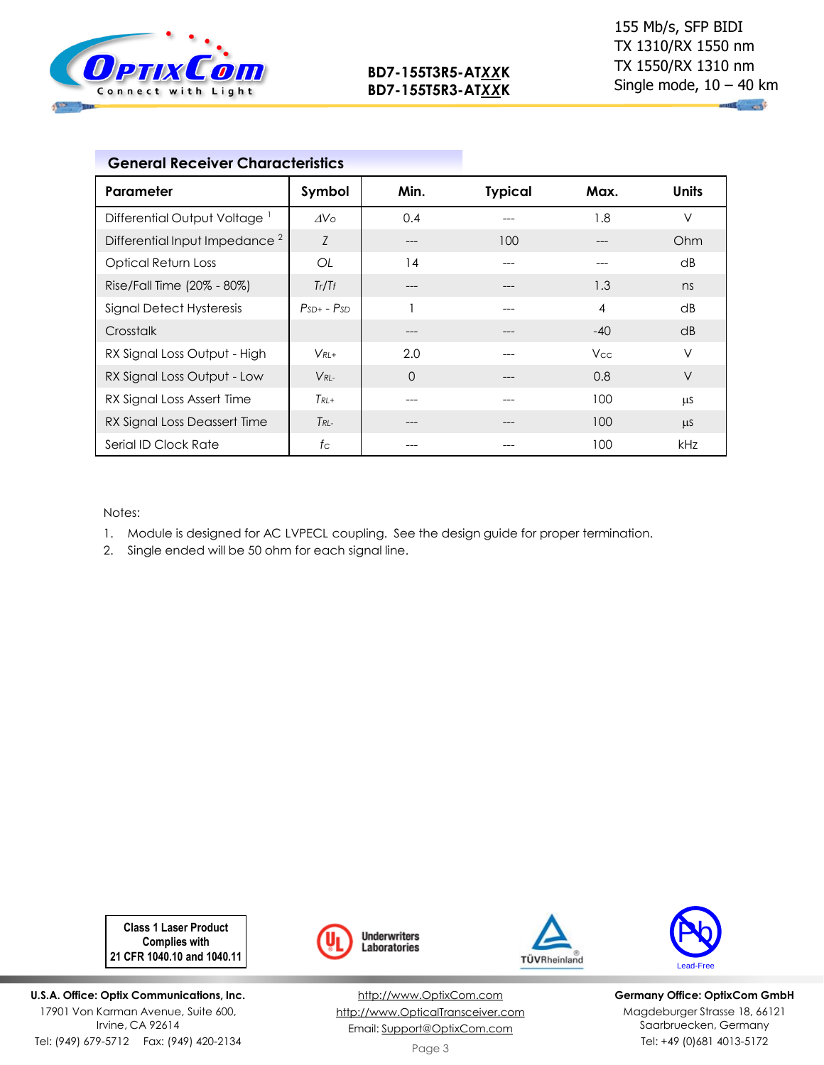## General Receiver Characteristics

| Parameter | Symbol | Min. | Typical | Max. | Units |
|---|---|---|---|---|---|
| Differential Output Voltage [1] | $\Delta V_O$ | 0.4 | --- | 1.8 | V |
| Differential Input Impedance [2] | $Z$ | --- | 100 | --- | Ohm |
| Optical Return Loss | $OL$ | 14 | --- | --- | dB |
| Rise/Fall Time (20% - 80%) | $T_r/T_f$ | --- | --- | 1.3 | ns |
| Signal Detect Hysteresis | $P_{SD+} - P_{SD}$ | 1 | --- | 4 | dB |
| Crosstalk | | --- | --- | -40 | dB |
| RX Signal Loss Output - High | $V_{RL+}$ | 2.0 | --- | $V_{CC}$ | V |
| RX Signal Loss Output - Low | $V_{RL-}$ | 0 | --- | 0.8 | V |
| RX Signal Loss Assert Time | $T_{RL+}$ | --- | --- | 100 | µs |
| RX Signal Loss Deassert Time | $T_{RL-}$ | --- | --- | 100 | µs |
| Serial ID Clock Rate | $f_C$ | --- | --- | 100 | kHz |

Notes:

1. Module is designed for AC LVPECL coupling. See the design guide for proper termination.
2. Single ended will be 50 ohm for each signal line.

Class 1 Laser Product
Complies with
21 CFR 1040.10 and 1040.11

Underwriters Laboratories

TÜVRheinland

Lead-Free

**U.S.A. Office: Optix Communications, Inc.**
17901 Von Karman Avenue, Suite 600,
Irvine, CA 92614
Tel: (949) 679-5712 Fax: (949) 420-2134

http://www.OptixCom.com
http://www.OpticalTransceiver.com
Email: Support@OptixCom.com

**Germany Office: OptixCom GmbH**
Magdeburger Strasse 18, 66121
Saarbruecken, Germany
Tel: +49 (0)681 4013-5172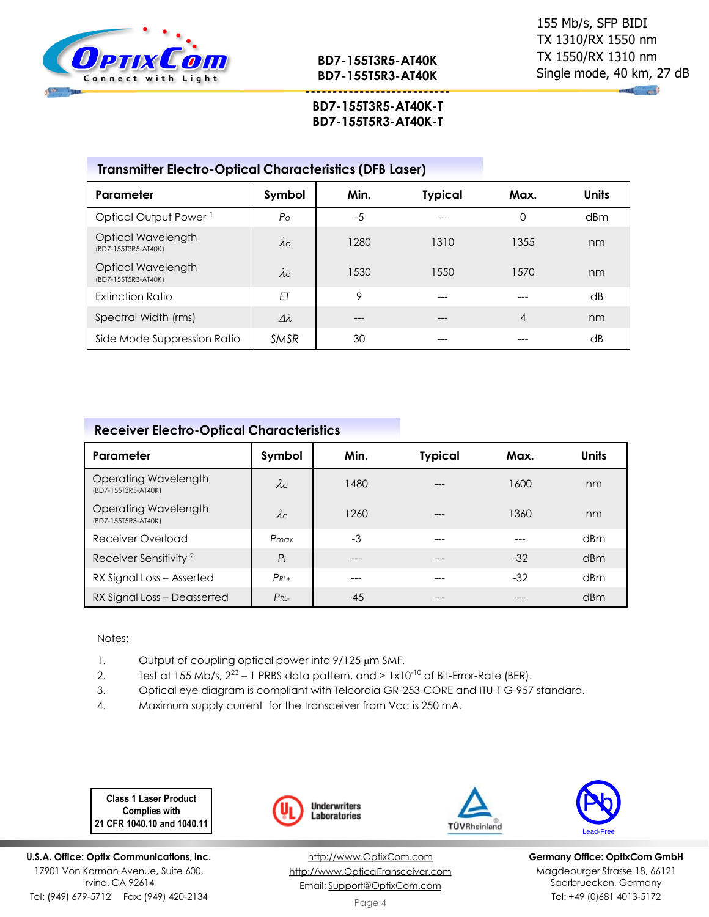155 Mb/s, SFP BIDI
TX 1310/RX 1550 nm
TX 1550/RX 1310 nm
Single mode, 40 km, 27 dB

**BD7-155T3R5-AT40K**
**BD7-155T5R3-AT40K**

**BD7-155T3R5-AT40K-T**
**BD7-155T5R3-AT40K-T**

## Transmitter Electro-Optical Characteristics (DFB Laser)

| Parameter | Symbol | Min. | Typical | Max. | Units |
|---|---|---|---|---|---|
| Optical Output Power [1] | $P_O$ | -5 | --- | 0 | dBm |
| Optical Wavelength (BD7-155T3R5-AT40K) | $\lambda_O$ | 1280 | 1310 | 1355 | nm |
| Optical Wavelength (BD7-155T5R3-AT40K) | $\lambda_O$ | 1530 | 1550 | 1570 | nm |
| Extinction Ratio | *ET* | 9 | --- | --- | dB |
| Spectral Width (rms) | $\Delta\lambda$ | --- | --- | 4 | nm |
| Side Mode Suppression Ratio | *SMSR* | 30 | --- | --- | dB |

## Receiver Electro-Optical Characteristics

| Parameter | Symbol | Min. | Typical | Max. | Units |
|---|---|---|---|---|---|
| Operating Wavelength (BD7-155T3R5-AT40K) | $\lambda_C$ | 1480 | --- | 1600 | nm |
| Operating Wavelength (BD7-155T5R3-AT40K) | $\lambda_C$ | 1260 | --- | 1360 | nm |
| Receiver Overload | $P_{max}$ | -3 | --- | --- | dBm |
| Receiver Sensitivity [2] | $P_I$ | --- | --- | -32 | dBm |
| RX Signal Loss – Asserted | $P_{RL+}$ | --- | --- | -32 | dBm |
| RX Signal Loss – Deasserted | $P_{RL-}$ | -45 | --- | --- | dBm |

Notes:

1. Output of coupling optical power into 9/125 µm SMF.
2. Test at 155 Mb/s, $2^{23} – 1$ PRBS data pattern, and > $1 \times 10^{-10}$ of Bit-Error-Rate (BER).
3. Optical eye diagram is compliant with Telcordia GR-253-CORE and ITU-T G-957 standard.
4. Maximum supply current for the transceiver from Vcc is 250 mA.

**Class 1 Laser Product Complies with 21 CFR 1040.10 and 1040.11**

Underwriters Laboratories

TÜVRheinland

Lead-Free

**U.S.A. Office: Optix Communications, Inc.**
17901 Von Karman Avenue, Suite 600,
Irvine, CA 92614
Tel: (949) 679-5712 Fax: (949) 420-2134

http://www.OptixCom.com
http://www.OpticalTransceiver.com
Email: Support@OptixCom.com

**Germany Office: OptixCom GmbH**
Magdeburger Strasse 18, 66121
Saarbruecken, Germany
Tel: +49 (0)681 4013-5172